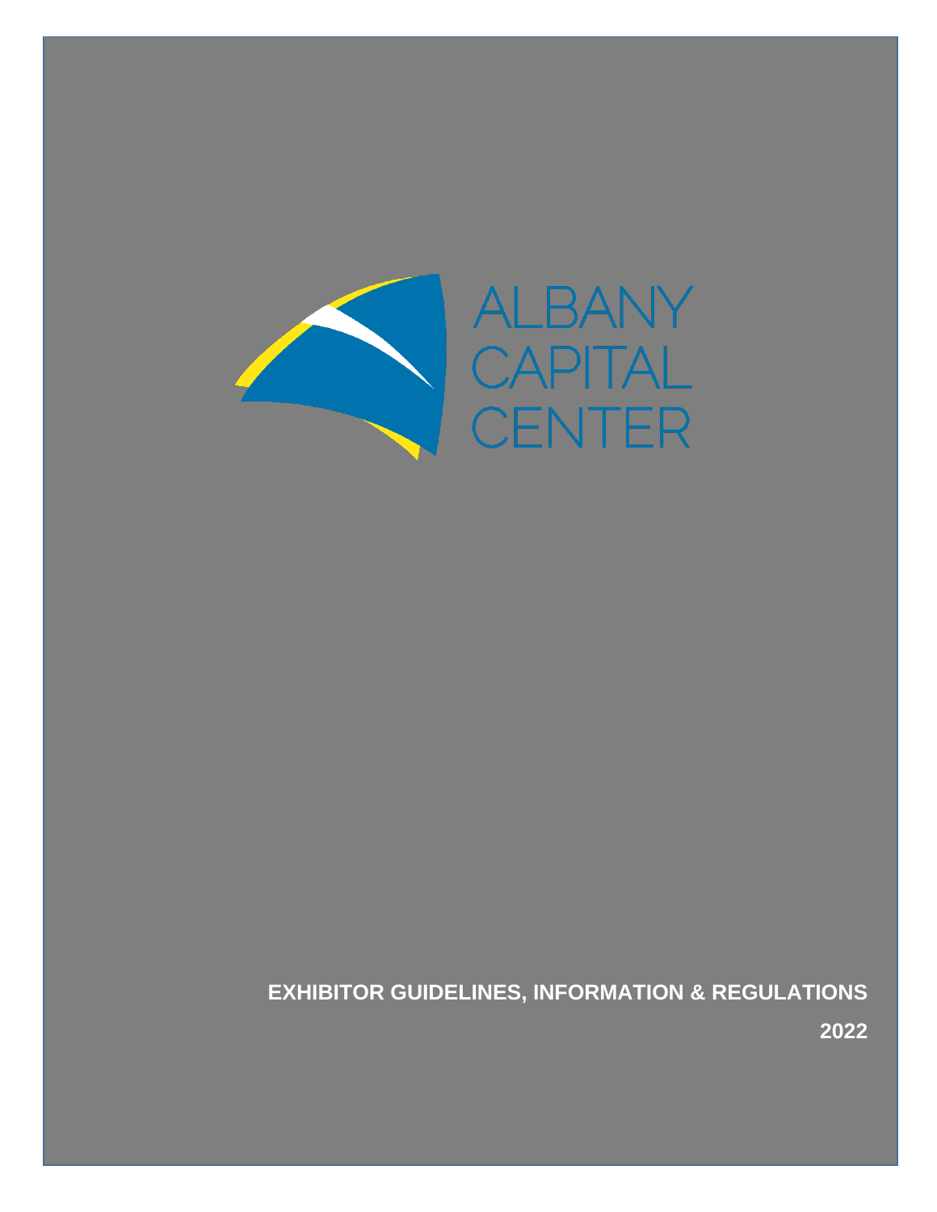ALBANY
CAPITAL
CENTER

# EXHIBITOR GUIDELINES, INFORMATION & REGULATIONS

2022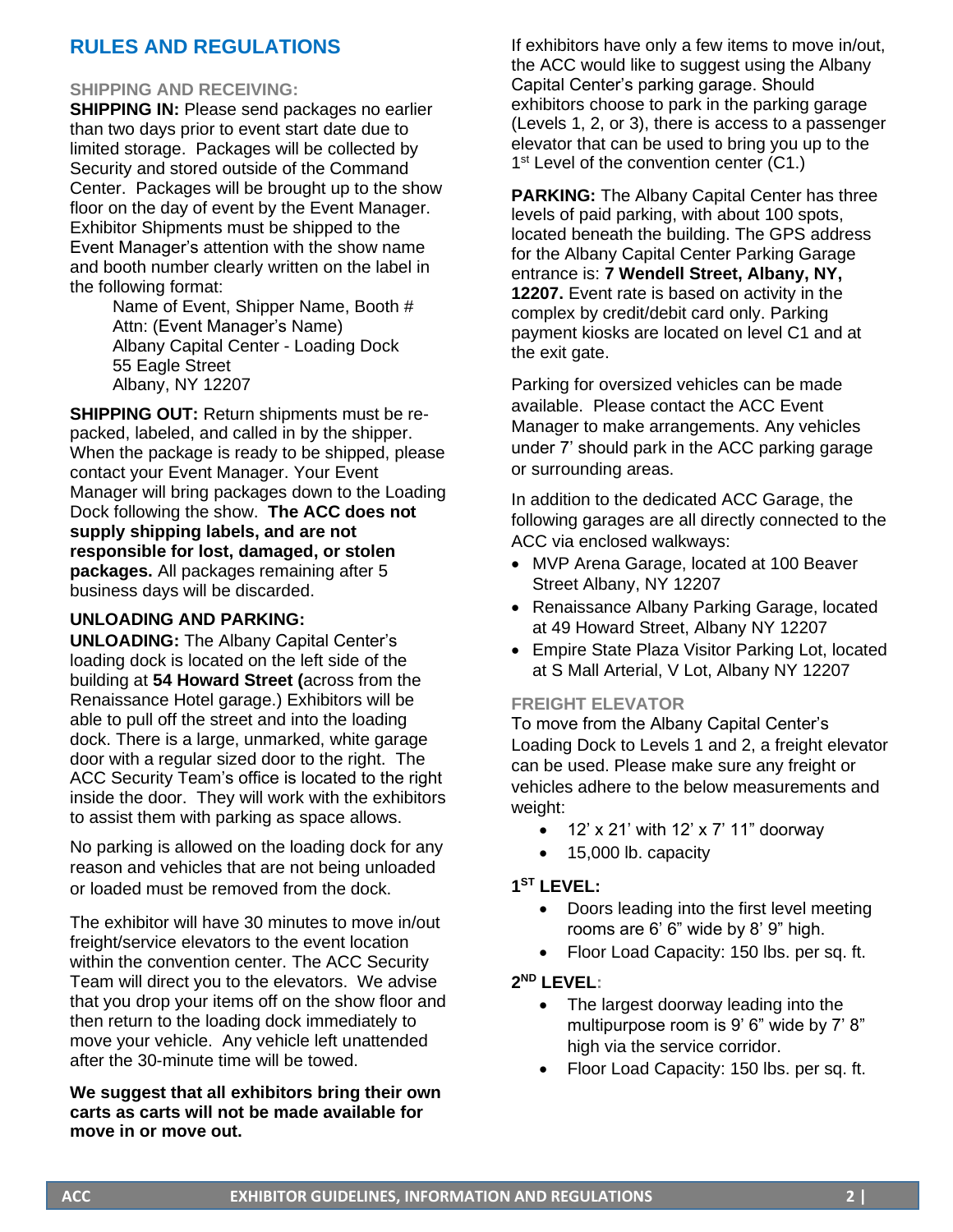## RULES AND REGULATIONS

### SHIPPING AND RECEIVING:

**SHIPPING IN:** Please send packages no earlier than two days prior to event start date due to limited storage. Packages will be collected by Security and stored outside of the Command Center. Packages will be brought up to the show floor on the day of event by the Event Manager. Exhibitor Shipments must be shipped to the Event Manager's attention with the show name and booth number clearly written on the label in the following format:

> Name of Event, Shipper Name, Booth #
> Attn: (Event Manager's Name)
> Albany Capital Center - Loading Dock
> 55 Eagle Street
> Albany, NY 12207

**SHIPPING OUT:** Return shipments must be re-packed, labeled, and called in by the shipper. When the package is ready to be shipped, please contact your Event Manager. Your Event Manager will bring packages down to the Loading Dock following the show. **The ACC does not supply shipping labels, and are not responsible for lost, damaged, or stolen packages.** All packages remaining after 5 business days will be discarded.

### UNLOADING AND PARKING:

**UNLOADING:** The Albany Capital Center's loading dock is located on the left side of the building at **54 Howard Street (**across from the Renaissance Hotel garage.) Exhibitors will be able to pull off the street and into the loading dock. There is a large, unmarked, white garage door with a regular sized door to the right. The ACC Security Team's office is located to the right inside the door. They will work with the exhibitors to assist them with parking as space allows.

No parking is allowed on the loading dock for any reason and vehicles that are not being unloaded or loaded must be removed from the dock.

The exhibitor will have 30 minutes to move in/out freight/service elevators to the event location within the convention center. The ACC Security Team will direct you to the elevators. We advise that you drop your items off on the show floor and then return to the loading dock immediately to move your vehicle. Any vehicle left unattended after the 30-minute time will be towed.

**We suggest that all exhibitors bring their own carts as carts will not be made available for move in or move out.**

If exhibitors have only a few items to move in/out, the ACC would like to suggest using the Albany Capital Center's parking garage. Should exhibitors choose to park in the parking garage (Levels 1, 2, or 3), there is access to a passenger elevator that can be used to bring you up to the 1st Level of the convention center (C1.)

**PARKING:** The Albany Capital Center has three levels of paid parking, with about 100 spots, located beneath the building. The GPS address for the Albany Capital Center Parking Garage entrance is: **7 Wendell Street, Albany, NY, 12207.** Event rate is based on activity in the complex by credit/debit card only. Parking payment kiosks are located on level C1 and at the exit gate.

Parking for oversized vehicles can be made available. Please contact the ACC Event Manager to make arrangements. Any vehicles under 7' should park in the ACC parking garage or surrounding areas.

In addition to the dedicated ACC Garage, the following garages are all directly connected to the ACC via enclosed walkways:

- MVP Arena Garage, located at 100 Beaver Street Albany, NY 12207
- Renaissance Albany Parking Garage, located at 49 Howard Street, Albany NY 12207
- Empire State Plaza Visitor Parking Lot, located at S Mall Arterial, V Lot, Albany NY 12207

### FREIGHT ELEVATOR

To move from the Albany Capital Center's Loading Dock to Levels 1 and 2, a freight elevator can be used. Please make sure any freight or vehicles adhere to the below measurements and weight:

- 12' x 21' with 12' x 7' 11" doorway
- 15,000 lb. capacity

**1ST LEVEL:**

- Doors leading into the first level meeting rooms are 6' 6" wide by 8' 9" high.
- Floor Load Capacity: 150 lbs. per sq. ft.

**2ND LEVEL:**

- The largest doorway leading into the multipurpose room is 9' 6" wide by 7' 8" high via the service corridor.
- Floor Load Capacity: 150 lbs. per sq. ft.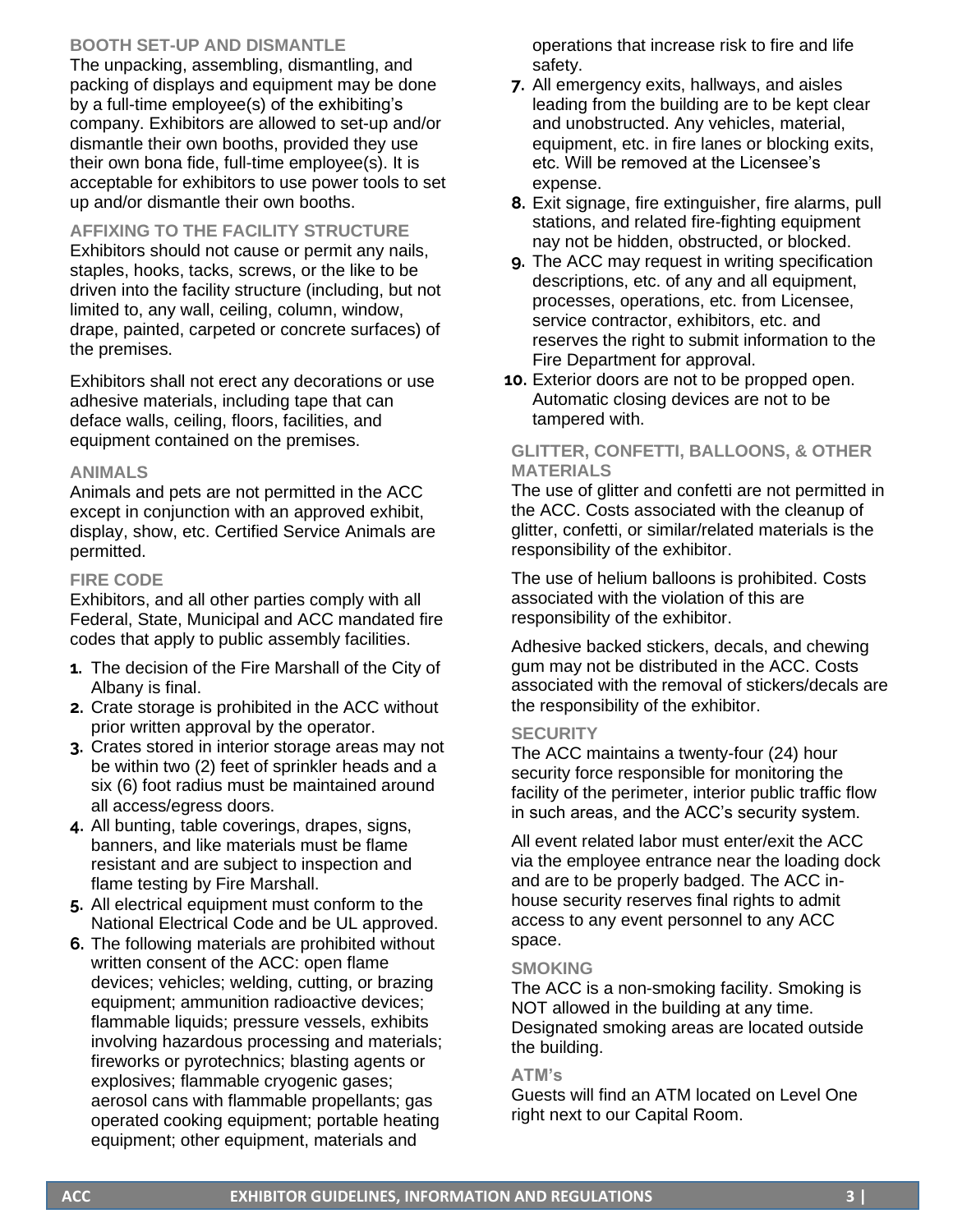## BOOTH SET-UP AND DISMANTLE

The unpacking, assembling, dismantling, and packing of displays and equipment may be done by a full-time employee(s) of the exhibiting's company. Exhibitors are allowed to set-up and/or dismantle their own booths, provided they use their own bona fide, full-time employee(s). It is acceptable for exhibitors to use power tools to set up and/or dismantle their own booths.

## AFFIXING TO THE FACILITY STRUCTURE

Exhibitors should not cause or permit any nails, staples, hooks, tacks, screws, or the like to be driven into the facility structure (including, but not limited to, any wall, ceiling, column, window, drape, painted, carpeted or concrete surfaces) of the premises.

Exhibitors shall not erect any decorations or use adhesive materials, including tape that can deface walls, ceiling, floors, facilities, and equipment contained on the premises.

## ANIMALS

Animals and pets are not permitted in the ACC except in conjunction with an approved exhibit, display, show, etc. Certified Service Animals are permitted.

## FIRE CODE

Exhibitors, and all other parties comply with all Federal, State, Municipal and ACC mandated fire codes that apply to public assembly facilities.

1. The decision of the Fire Marshall of the City of Albany is final.
2. Crate storage is prohibited in the ACC without prior written approval by the operator.
3. Crates stored in interior storage areas may not be within two (2) feet of sprinkler heads and a six (6) foot radius must be maintained around all access/egress doors.
4. All bunting, table coverings, drapes, signs, banners, and like materials must be flame resistant and are subject to inspection and flame testing by Fire Marshall.
5. All electrical equipment must conform to the National Electrical Code and be UL approved.
6. The following materials are prohibited without written consent of the ACC: open flame devices; vehicles; welding, cutting, or brazing equipment; ammunition radioactive devices; flammable liquids; pressure vessels, exhibits involving hazardous processing and materials; fireworks or pyrotechnics; blasting agents or explosives; flammable cryogenic gases; aerosol cans with flammable propellants; gas operated cooking equipment; portable heating equipment; other equipment, materials and operations that increase risk to fire and life safety.
7. All emergency exits, hallways, and aisles leading from the building are to be kept clear and unobstructed. Any vehicles, material, equipment, etc. in fire lanes or blocking exits, etc. Will be removed at the Licensee's expense.
8. Exit signage, fire extinguisher, fire alarms, pull stations, and related fire-fighting equipment nay not be hidden, obstructed, or blocked.
9. The ACC may request in writing specification descriptions, etc. of any and all equipment, processes, operations, etc. from Licensee, service contractor, exhibitors, etc. and reserves the right to submit information to the Fire Department for approval.
10. Exterior doors are not to be propped open. Automatic closing devices are not to be tampered with.

## GLITTER, CONFETTI, BALLOONS, & OTHER MATERIALS

The use of glitter and confetti are not permitted in the ACC. Costs associated with the cleanup of glitter, confetti, or similar/related materials is the responsibility of the exhibitor.

The use of helium balloons is prohibited. Costs associated with the violation of this are responsibility of the exhibitor.

Adhesive backed stickers, decals, and chewing gum may not be distributed in the ACC. Costs associated with the removal of stickers/decals are the responsibility of the exhibitor.

## SECURITY

The ACC maintains a twenty-four (24) hour security force responsible for monitoring the facility of the perimeter, interior public traffic flow in such areas, and the ACC's security system.

All event related labor must enter/exit the ACC via the employee entrance near the loading dock and are to be properly badged. The ACC in-house security reserves final rights to admit access to any event personnel to any ACC space.

## SMOKING

The ACC is a non-smoking facility. Smoking is NOT allowed in the building at any time. Designated smoking areas are located outside the building.

## ATM's

Guests will find an ATM located on Level One right next to our Capital Room.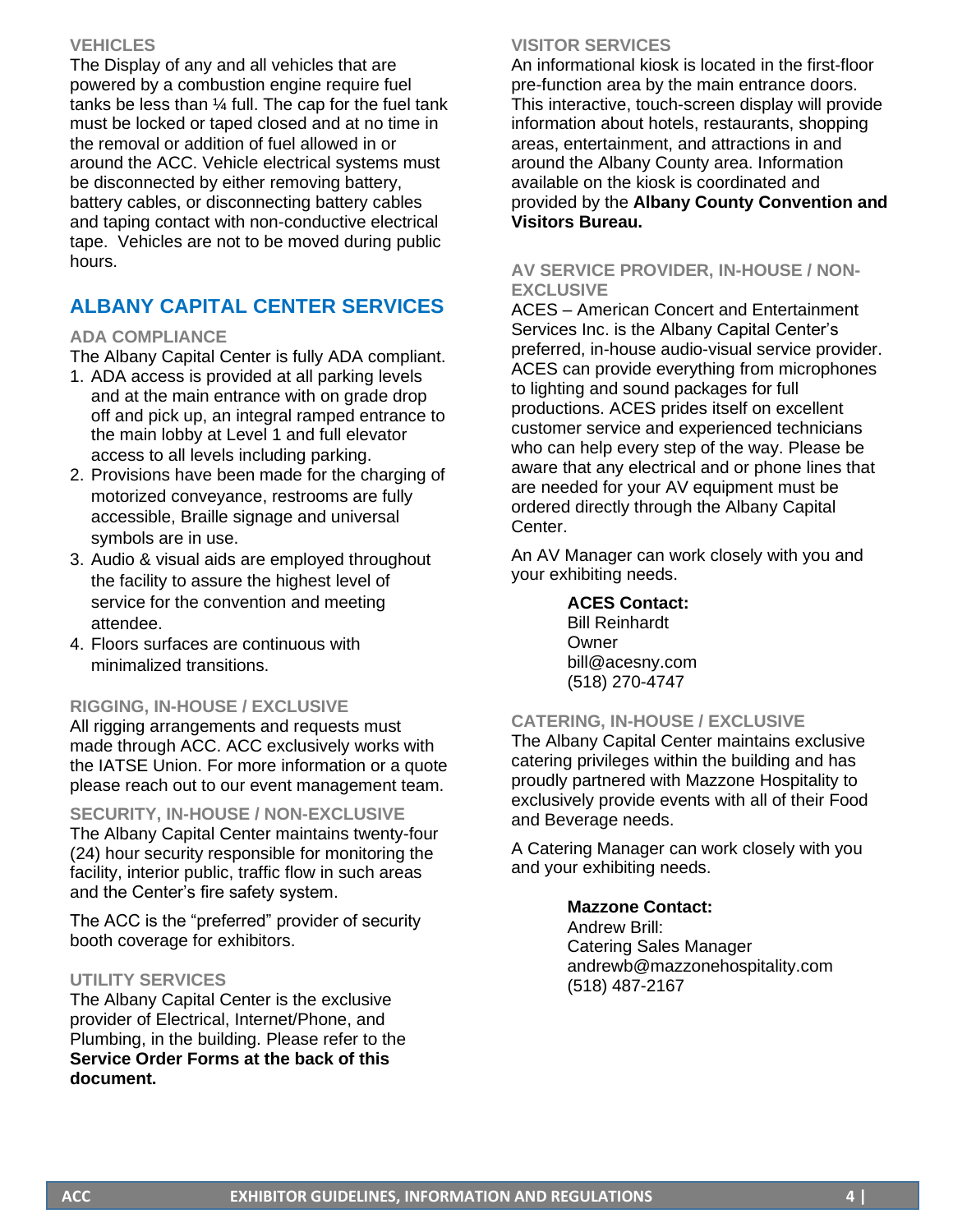### VEHICLES

The Display of any and all vehicles that are powered by a combustion engine require fuel tanks be less than ¼ full. The cap for the fuel tank must be locked or taped closed and at no time in the removal or addition of fuel allowed in or around the ACC. Vehicle electrical systems must be disconnected by either removing battery, battery cables, or disconnecting battery cables and taping contact with non-conductive electrical tape. Vehicles are not to be moved during public hours.

## ALBANY CAPITAL CENTER SERVICES

### ADA COMPLIANCE

The Albany Capital Center is fully ADA compliant.

1. ADA access is provided at all parking levels and at the main entrance with on grade drop off and pick up, an integral ramped entrance to the main lobby at Level 1 and full elevator access to all levels including parking.
2. Provisions have been made for the charging of motorized conveyance, restrooms are fully accessible, Braille signage and universal symbols are in use.
3. Audio & visual aids are employed throughout the facility to assure the highest level of service for the convention and meeting attendee.
4. Floors surfaces are continuous with minimalized transitions.

### RIGGING, IN-HOUSE / EXCLUSIVE

All rigging arrangements and requests must made through ACC. ACC exclusively works with the IATSE Union. For more information or a quote please reach out to our event management team.

### SECURITY, IN-HOUSE / NON-EXCLUSIVE

The Albany Capital Center maintains twenty-four (24) hour security responsible for monitoring the facility, interior public, traffic flow in such areas and the Center's fire safety system.

The ACC is the "preferred" provider of security booth coverage for exhibitors.

### UTILITY SERVICES

The Albany Capital Center is the exclusive provider of Electrical, Internet/Phone, and Plumbing, in the building. Please refer to the **Service Order Forms at the back of this document.**

### VISITOR SERVICES

An informational kiosk is located in the first-floor pre-function area by the main entrance doors. This interactive, touch-screen display will provide information about hotels, restaurants, shopping areas, entertainment, and attractions in and around the Albany County area. Information available on the kiosk is coordinated and provided by the **Albany County Convention and Visitors Bureau.**

### AV SERVICE PROVIDER, IN-HOUSE / NON-EXCLUSIVE

ACES – American Concert and Entertainment Services Inc. is the Albany Capital Center's preferred, in-house audio-visual service provider. ACES can provide everything from microphones to lighting and sound packages for full productions. ACES prides itself on excellent customer service and experienced technicians who can help every step of the way. Please be aware that any electrical and or phone lines that are needed for your AV equipment must be ordered directly through the Albany Capital Center.

An AV Manager can work closely with you and your exhibiting needs.

**ACES Contact:**
Bill Reinhardt
Owner
bill@acesny.com
(518) 270-4747

### CATERING, IN-HOUSE / EXCLUSIVE

The Albany Capital Center maintains exclusive catering privileges within the building and has proudly partnered with Mazzone Hospitality to exclusively provide events with all of their Food and Beverage needs.

A Catering Manager can work closely with you and your exhibiting needs.

**Mazzone Contact:**
Andrew Brill:
Catering Sales Manager
andrewb@mazzonehospitality.com
(518) 487-2167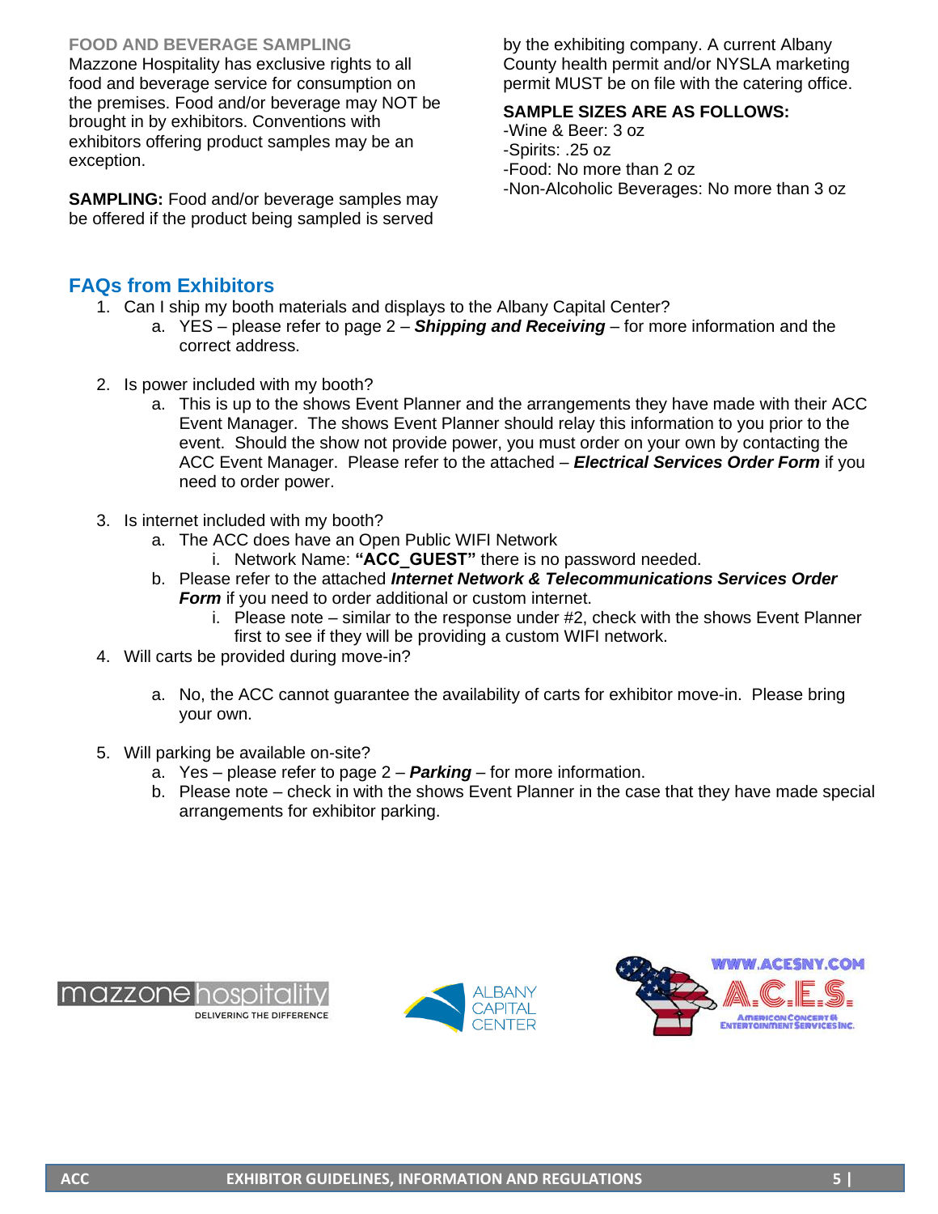## FOOD AND BEVERAGE SAMPLING

Mazzone Hospitality has exclusive rights to all food and beverage service for consumption on the premises. Food and/or beverage may NOT be brought in by exhibitors. Conventions with exhibitors offering product samples may be an exception.

**SAMPLING:** Food and/or beverage samples may be offered if the product being sampled is served by the exhibiting company. A current Albany County health permit and/or NYSLA marketing permit MUST be on file with the catering office.

**SAMPLE SIZES ARE AS FOLLOWS:**

-Wine & Beer: 3 oz
-Spirits: .25 oz
-Food: No more than 2 oz
-Non-Alcoholic Beverages: No more than 3 oz

## FAQs from Exhibitors

1. Can I ship my booth materials and displays to the Albany Capital Center?
   a. YES – please refer to page 2 – ***Shipping and Receiving*** – for more information and the correct address.

2. Is power included with my booth?
   a. This is up to the shows Event Planner and the arrangements they have made with their ACC Event Manager. The shows Event Planner should relay this information to you prior to the event. Should the show not provide power, you must order on your own by contacting the ACC Event Manager. Please refer to the attached – ***Electrical Services Order Form*** if you need to order power.

3. Is internet included with my booth?
   a. The ACC does have an Open Public WIFI Network
      i. Network Name: **"ACC_GUEST"** there is no password needed.
   b. Please refer to the attached ***Internet Network & Telecommunications Services Order Form*** if you need to order additional or custom internet.
      i. Please note – similar to the response under #2, check with the shows Event Planner first to see if they will be providing a custom WIFI network.

4. Will carts be provided during move-in?
   a. No, the ACC cannot guarantee the availability of carts for exhibitor move-in. Please bring your own.

5. Will parking be available on-site?
   a. Yes – please refer to page 2 – ***Parking*** – for more information.
   b. Please note – check in with the shows Event Planner in the case that they have made special arrangements for exhibitor parking.

mazzone hospitality
DELIVERING THE DIFFERENCE

ALBANY CAPITAL CENTER

WWW.ACESNY.COM
A.C.E.S.
American Concert & Entertainment Services Inc.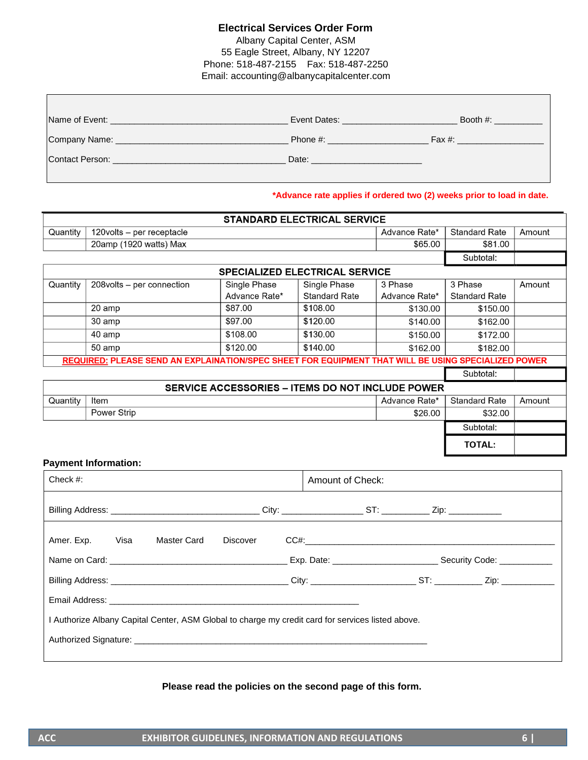# Electrical Services Order Form

Albany Capital Center, ASM
55 Eagle Street, Albany, NY 12207
Phone: 518-487-2155  Fax: 518-487-2250
Email: accounting@albanycapitalcenter.com

Name of Event: ___________________________________ Event Dates: ______________________ Booth #: __________

Company Name: ___________________________________ Phone #: ____________________ Fax #: _________________

Contact Person: __________________________________ Date: ______________________

***Advance rate applies if ordered two (2) weeks prior to load in date.**

| **STANDARD ELECTRICAL SERVICE** | | | | |
|---|---|---|---|---|
| Quantity | 120volts – per receptacle | Advance Rate* | Standard Rate | Amount |
| | 20amp (1920 watts) Max | $65.00 | $81.00 | |
| | | | Subtotal: | |

| **SPECIALIZED ELECTRICAL SERVICE** | | | | | | |
|---|---|---|---|---|---|---|
| Quantity | 208volts – per connection | Single Phase Advance Rate* | Single Phase Standard Rate | 3 Phase Advance Rate* | 3 Phase Standard Rate | Amount |
| | 20 amp | $87.00 | $108.00 | $130.00 | $150.00 | |
| | 30 amp | $97.00 | $120.00 | $140.00 | $162.00 | |
| | 40 amp | $108.00 | $130.00 | $150.00 | $172.00 | |
| | 50 amp | $120.00 | $140.00 | $162.00 | $182.00 | |
| **REQUIRED: PLEASE SEND AN EXPLAINATION/SPEC SHEET FOR EQUIPMENT THAT WILL BE USING SPECIALIZED POWER** | | | | | | |
| | | | | | Subtotal: | |

| **SERVICE ACCESSORIES – ITEMS DO NOT INCLUDE POWER** | | | | |
|---|---|---|---|---|
| Quantity | Item | Advance Rate* | Standard Rate | Amount |
| | Power Strip | $26.00 | $32.00 | |
| | | | Subtotal: | |
| | | | **TOTAL:** | |

**Payment Information:**

Check #: | Amount of Check:

Billing Address: ______________________________ City: ________________ ST: _________ Zip: ___________

Amer. Exp.  Visa  Master Card  Discover  CC#:_______________________________________________

Name on Card: ____________________________________ Exp. Date: _____________________ Security Code: ___________

Billing Address: ____________________________________ City: _____________________ ST: _________ Zip: ___________

Email Address: ___________________________________________________

I Authorize Albany Capital Center, ASM Global to charge my credit card for services listed above.

Authorized Signature: ____________________________________________________________

**Please read the policies on the second page of this form.**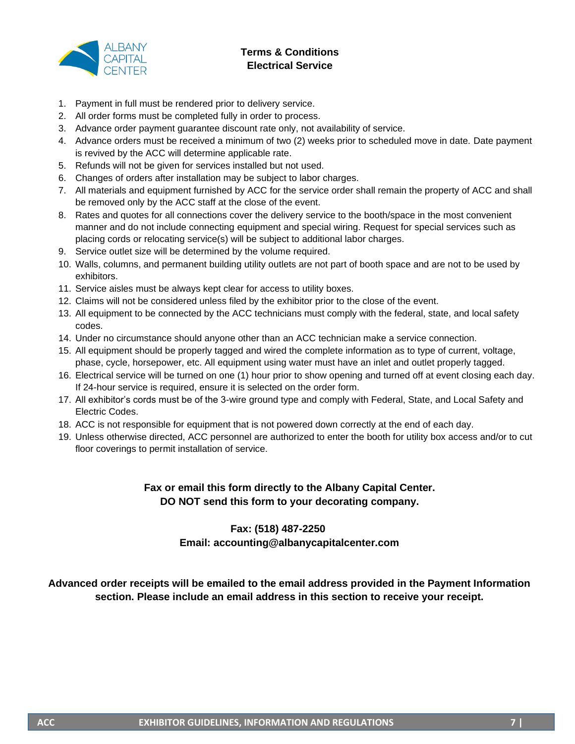# Terms & Conditions
## Electrical Service

1. Payment in full must be rendered prior to delivery service.
2. All order forms must be completed fully in order to process.
3. Advance order payment guarantee discount rate only, not availability of service.
4. Advance orders must be received a minimum of two (2) weeks prior to scheduled move in date. Date payment is revived by the ACC will determine applicable rate.
5. Refunds will not be given for services installed but not used.
6. Changes of orders after installation may be subject to labor charges.
7. All materials and equipment furnished by ACC for the service order shall remain the property of ACC and shall be removed only by the ACC staff at the close of the event.
8. Rates and quotes for all connections cover the delivery service to the booth/space in the most convenient manner and do not include connecting equipment and special wiring. Request for special services such as placing cords or relocating service(s) will be subject to additional labor charges.
9. Service outlet size will be determined by the volume required.
10. Walls, columns, and permanent building utility outlets are not part of booth space and are not to be used by exhibitors.
11. Service aisles must be always kept clear for access to utility boxes.
12. Claims will not be considered unless filed by the exhibitor prior to the close of the event.
13. All equipment to be connected by the ACC technicians must comply with the federal, state, and local safety codes.
14. Under no circumstance should anyone other than an ACC technician make a service connection.
15. All equipment should be properly tagged and wired the complete information as to type of current, voltage, phase, cycle, horsepower, etc. All equipment using water must have an inlet and outlet properly tagged.
16. Electrical service will be turned on one (1) hour prior to show opening and turned off at event closing each day. If 24-hour service is required, ensure it is selected on the order form.
17. All exhibitor's cords must be of the 3-wire ground type and comply with Federal, State, and Local Safety and Electric Codes.
18. ACC is not responsible for equipment that is not powered down correctly at the end of each day.
19. Unless otherwise directed, ACC personnel are authorized to enter the booth for utility box access and/or to cut floor coverings to permit installation of service.

**Fax or email this form directly to the Albany Capital Center.**
**DO NOT send this form to your decorating company.**

**Fax: (518) 487-2250**
**Email: accounting@albanycapitalcenter.com**

**Advanced order receipts will be emailed to the email address provided in the Payment Information section. Please include an email address in this section to receive your receipt.**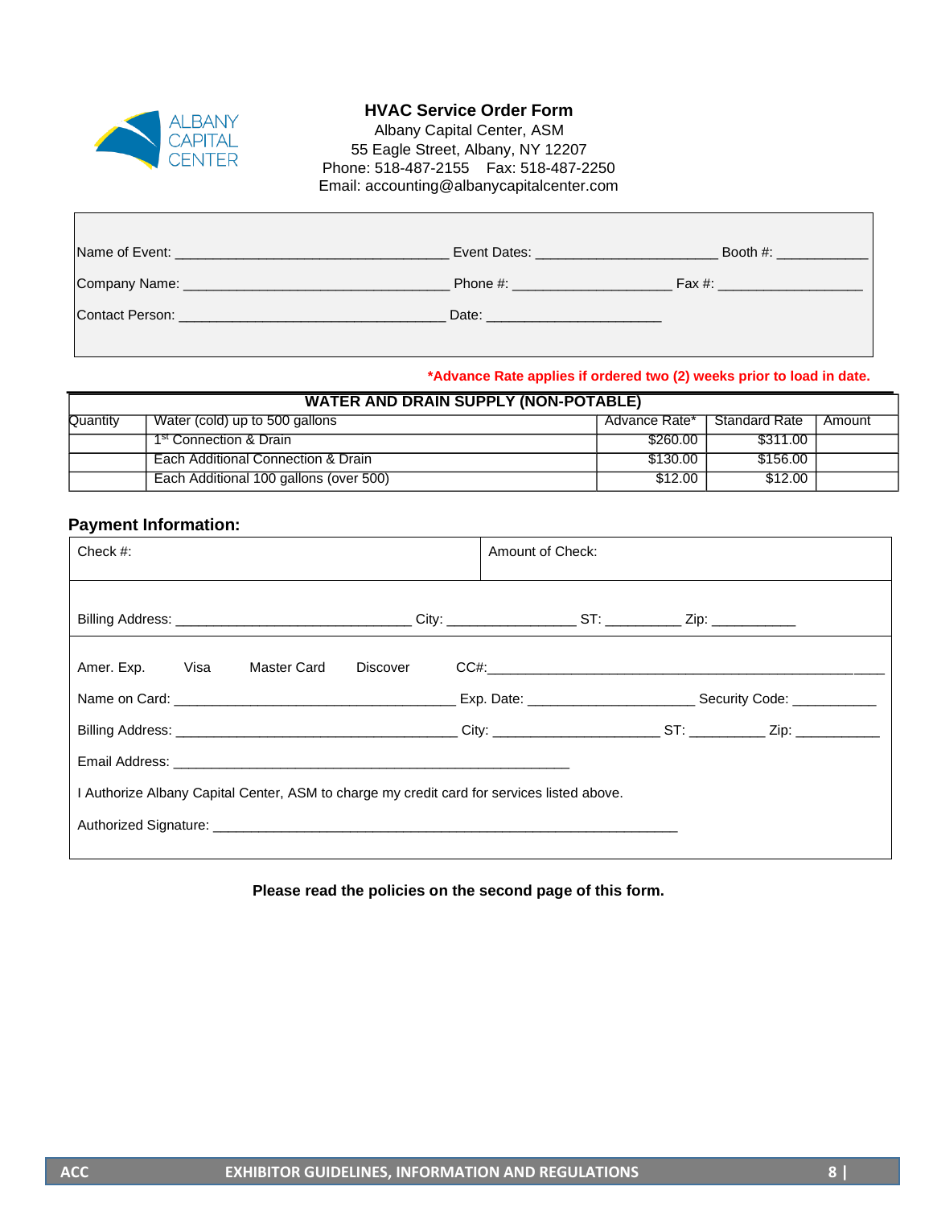# HVAC Service Order Form

Albany Capital Center, ASM
55 Eagle Street, Albany, NY 12207
Phone: 518-487-2155 Fax: 518-487-2250
Email: accounting@albanycapitalcenter.com

Name of Event: ________________________________ Event Dates: ______________________ Booth #: ___________

Company Name: ________________________________ Phone #: ____________________ Fax #: __________________

Contact Person: ________________________________ Date: ______________________

**\*Advance Rate applies if ordered two (2) weeks prior to load in date.**

| WATER AND DRAIN SUPPLY (NON-POTABLE) | | | | |
|---|---|---|---|---|
| Quantity | Water (cold) up to 500 gallons | Advance Rate* | Standard Rate | Amount |
| | 1st Connection & Drain | $260.00 | $311.00 | |
| | Each Additional Connection & Drain | $130.00 | $156.00 | |
| | Each Additional 100 gallons (over 500) | $12.00 | $12.00 | |

## Payment Information:

| Check #: | Amount of Check: |
|---|---|

Billing Address: ____________________________ City: ________________ ST: _________ Zip: ___________

Amer. Exp. Visa Master Card Discover CC#: ____________________________________________________

Name on Card: ____________________________________ Exp. Date: _____________________ Security Code: ___________

Billing Address: ____________________________________ City: _____________________ ST: _________ Zip: ___________

Email Address: ____________________________________________________

I Authorize Albany Capital Center, ASM to charge my credit card for services listed above.

Authorized Signature: ____________________________________________________________

**Please read the policies on the second page of this form.**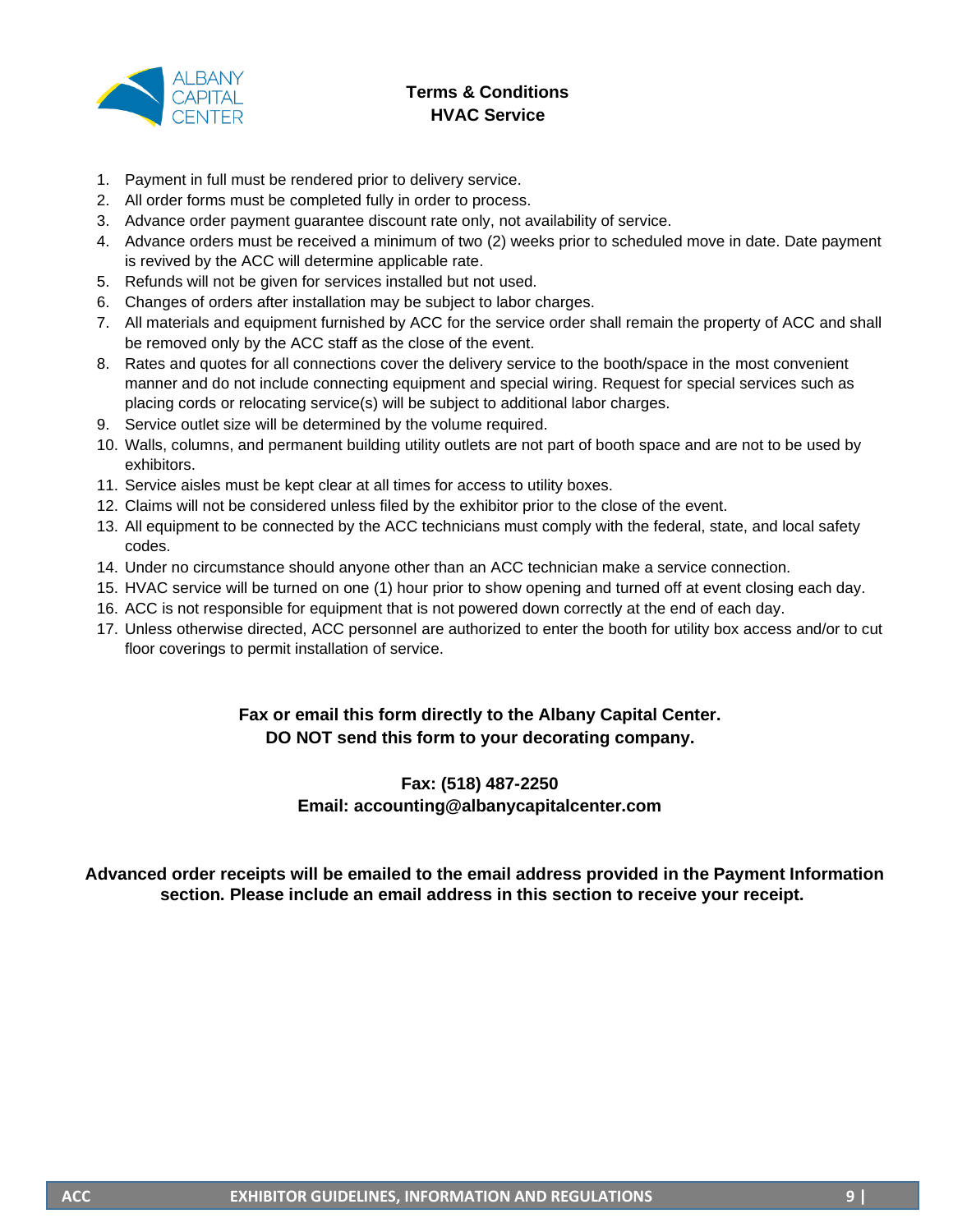## Terms & Conditions
## HVAC Service

1. Payment in full must be rendered prior to delivery service.
2. All order forms must be completed fully in order to process.
3. Advance order payment guarantee discount rate only, not availability of service.
4. Advance orders must be received a minimum of two (2) weeks prior to scheduled move in date. Date payment is revived by the ACC will determine applicable rate.
5. Refunds will not be given for services installed but not used.
6. Changes of orders after installation may be subject to labor charges.
7. All materials and equipment furnished by ACC for the service order shall remain the property of ACC and shall be removed only by the ACC staff as the close of the event.
8. Rates and quotes for all connections cover the delivery service to the booth/space in the most convenient manner and do not include connecting equipment and special wiring. Request for special services such as placing cords or relocating service(s) will be subject to additional labor charges.
9. Service outlet size will be determined by the volume required.
10. Walls, columns, and permanent building utility outlets are not part of booth space and are not to be used by exhibitors.
11. Service aisles must be kept clear at all times for access to utility boxes.
12. Claims will not be considered unless filed by the exhibitor prior to the close of the event.
13. All equipment to be connected by the ACC technicians must comply with the federal, state, and local safety codes.
14. Under no circumstance should anyone other than an ACC technician make a service connection.
15. HVAC service will be turned on one (1) hour prior to show opening and turned off at event closing each day.
16. ACC is not responsible for equipment that is not powered down correctly at the end of each day.
17. Unless otherwise directed, ACC personnel are authorized to enter the booth for utility box access and/or to cut floor coverings to permit installation of service.

**Fax or email this form directly to the Albany Capital Center.**
**DO NOT send this form to your decorating company.**

**Fax: (518) 487-2250**
**Email: accounting@albanycapitalcenter.com**

**Advanced order receipts will be emailed to the email address provided in the Payment Information section. Please include an email address in this section to receive your receipt.**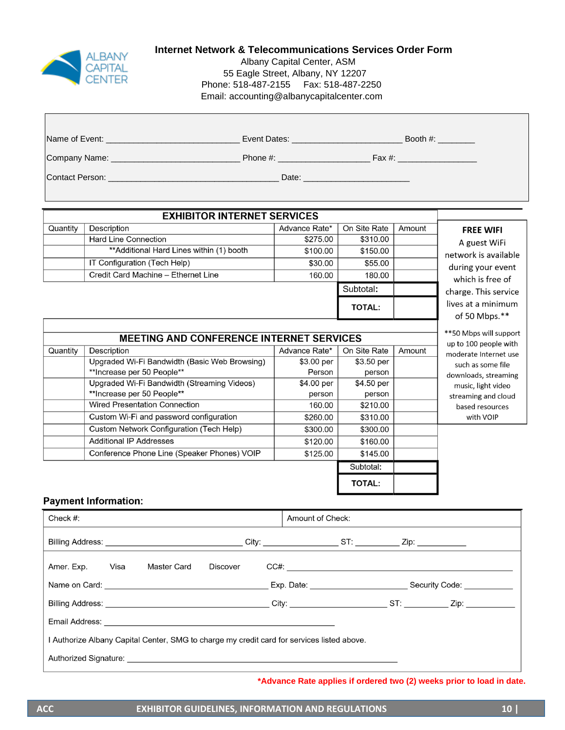# Internet Network & Telecommunications Services Order Form

Albany Capital Center, ASM
55 Eagle Street, Albany, NY 12207
Phone: 518-487-2155  Fax: 518-487-2250
Email: accounting@albanycapitalcenter.com

Name of Event: ___________________________ Event Dates: ______________________ Booth #: ________

Company Name: _________________________ Phone #: __________________ Fax #: ________________

Contact Person: __________________________________ Date: _____________________

## EXHIBITOR INTERNET SERVICES

| Quantity | Description | Advance Rate* | On Site Rate | Amount |
|---|---|---|---|---|
| | Hard Line Connection | $275.00 | $310.00 | |
| | **Additional Hard Lines within (1) booth | $100.00 | $150.00 | |
| | IT Configuration (Tech Help) | $30.00 | $55.00 | |
| | Credit Card Machine – Ethernet Line | 160.00 | 180.00 | |
| | | | Subtotal: | |
| | | | **TOTAL:** | |

**FREE WIFI**
A guest WiFi network is available during your event which is free of charge. This service lives at a minimum of 50 Mbps.**

**50 Mbps will support up to 100 people with moderate Internet use such as some file downloads, streaming music, light video streaming and cloud based resources with VOIP

## MEETING AND CONFERENCE INTERNET SERVICES

| Quantity | Description | Advance Rate* | On Site Rate | Amount |
|---|---|---|---|---|
| | Upgraded Wi-Fi Bandwidth (Basic Web Browsing) **Increase per 50 People** | $3.00 per Person | $3.50 per person | |
| | Upgraded Wi-Fi Bandwidth (Streaming Videos) **Increase per 50 People** | $4.00 per person | $4.50 per person | |
| | Wired Presentation Connection | 160.00 | $210.00 | |
| | Custom Wi-Fi and password configuration | $260.00 | $310.00 | |
| | Custom Network Configuration (Tech Help) | $300.00 | $300.00 | |
| | Additional IP Addresses | $120.00 | $160.00 | |
| | Conference Phone Line (Speaker Phones) VOIP | $125.00 | $145.00 | |
| | | | Subtotal: | |
| | | | **TOTAL:** | |

## Payment Information:

Check #: | Amount of Check:

Billing Address: ____________________________ City: ________________ ST: _________ Zip: ___________

Amer. Exp.  Visa  Master Card  Discover  CC#: ______________________________________________

Name on Card: _________________________________ Exp. Date: ____________________ Security Code: __________

Billing Address: _______________________________ City: ____________________ ST: _________ Zip: ___________

Email Address: ______________________________________________

I Authorize Albany Capital Center, SMG to charge my credit card for services listed above.

Authorized Signature: ____________________________________________________________

***Advance Rate applies if ordered two (2) weeks prior to load in date.**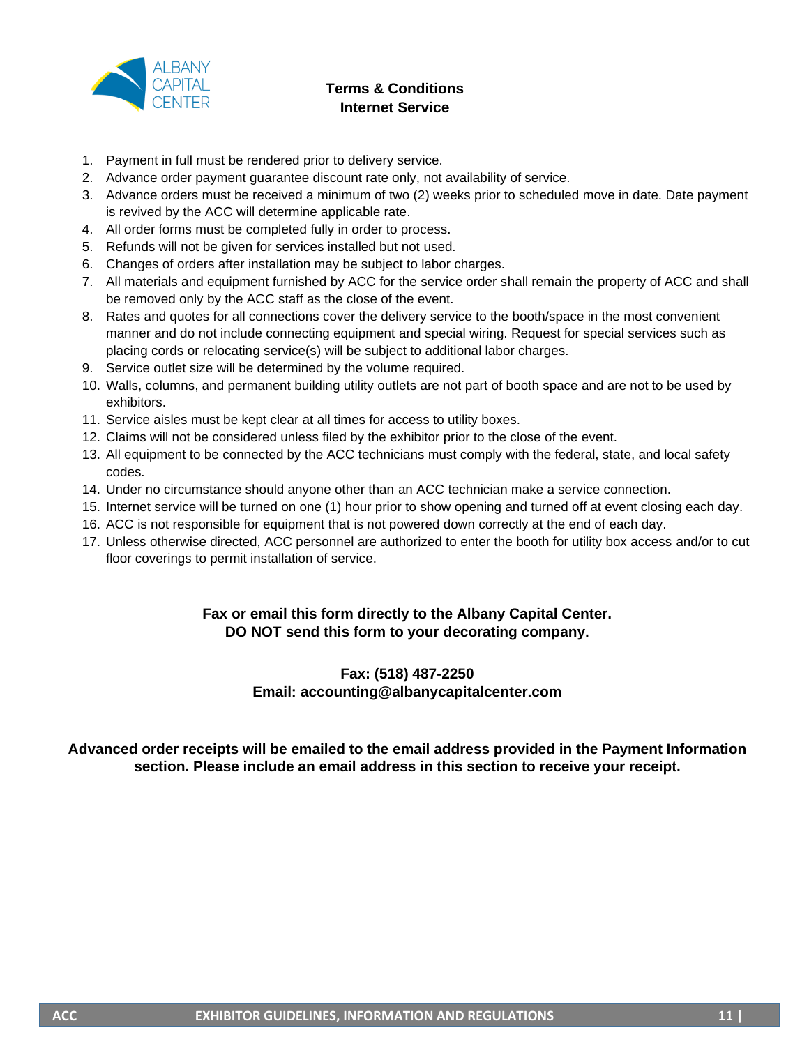# Terms & Conditions
## Internet Service

1. Payment in full must be rendered prior to delivery service.
2. Advance order payment guarantee discount rate only, not availability of service.
3. Advance orders must be received a minimum of two (2) weeks prior to scheduled move in date. Date payment is revived by the ACC will determine applicable rate.
4. All order forms must be completed fully in order to process.
5. Refunds will not be given for services installed but not used.
6. Changes of orders after installation may be subject to labor charges.
7. All materials and equipment furnished by ACC for the service order shall remain the property of ACC and shall be removed only by the ACC staff as the close of the event.
8. Rates and quotes for all connections cover the delivery service to the booth/space in the most convenient manner and do not include connecting equipment and special wiring. Request for special services such as placing cords or relocating service(s) will be subject to additional labor charges.
9. Service outlet size will be determined by the volume required.
10. Walls, columns, and permanent building utility outlets are not part of booth space and are not to be used by exhibitors.
11. Service aisles must be kept clear at all times for access to utility boxes.
12. Claims will not be considered unless filed by the exhibitor prior to the close of the event.
13. All equipment to be connected by the ACC technicians must comply with the federal, state, and local safety codes.
14. Under no circumstance should anyone other than an ACC technician make a service connection.
15. Internet service will be turned on one (1) hour prior to show opening and turned off at event closing each day.
16. ACC is not responsible for equipment that is not powered down correctly at the end of each day.
17. Unless otherwise directed, ACC personnel are authorized to enter the booth for utility box access and/or to cut floor coverings to permit installation of service.

**Fax or email this form directly to the Albany Capital Center.**
**DO NOT send this form to your decorating company.**

**Fax: (518) 487-2250**
**Email: accounting@albanycapitalcenter.com**

**Advanced order receipts will be emailed to the email address provided in the Payment Information section. Please include an email address in this section to receive your receipt.**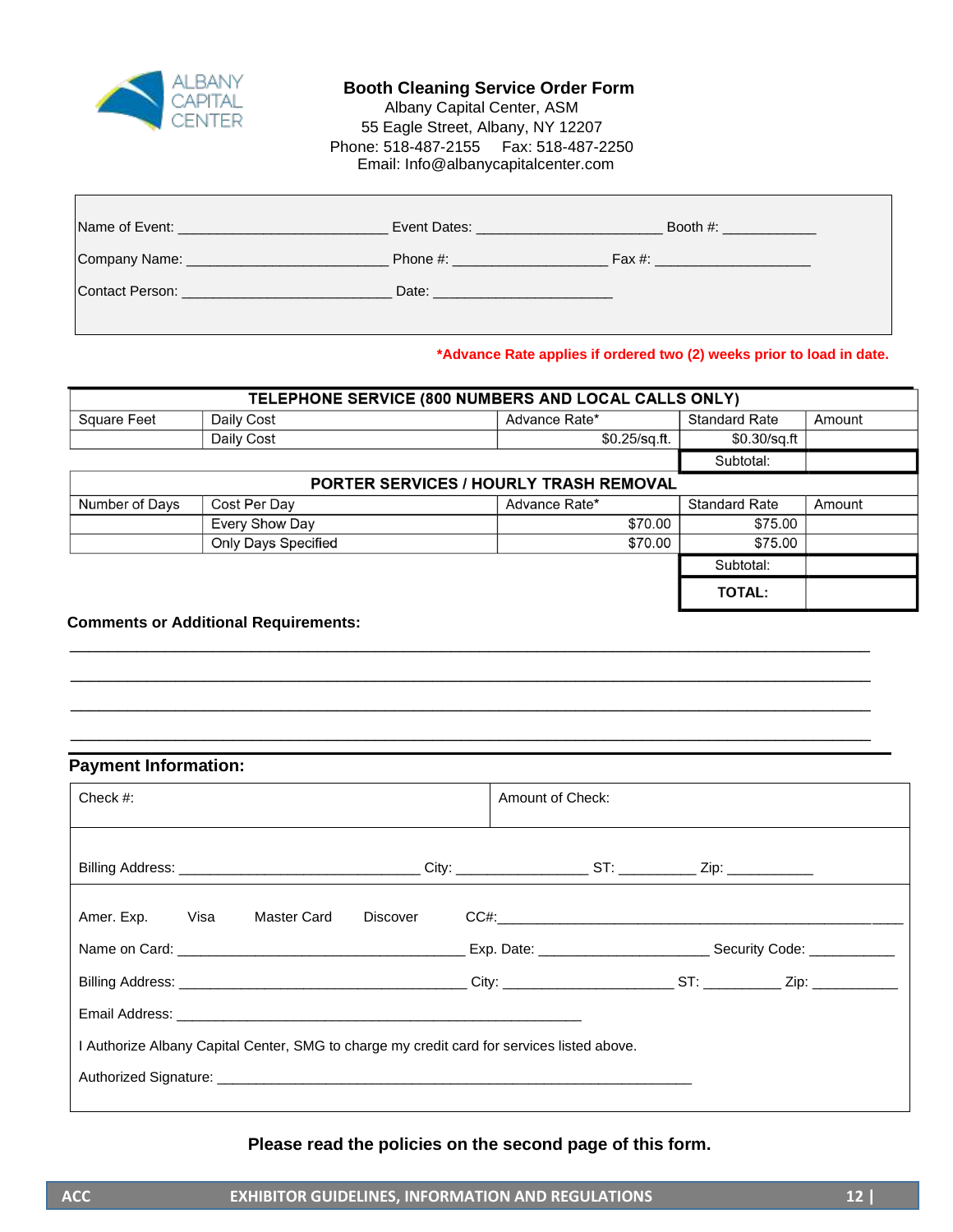# Booth Cleaning Service Order Form

Albany Capital Center, ASM
55 Eagle Street, Albany, NY 12207
Phone: 518-487-2155 Fax: 518-487-2250
Email: Info@albanycapitalcenter.com

Name of Event: __________________________ Event Dates: _______________________ Booth #: ____________

Company Name: _________________________ Phone #: ___________________ Fax #: ___________________

Contact Person: __________________________ Date: ______________________

**\*Advance Rate applies if ordered two (2) weeks prior to load in date.**

| **TELEPHONE SERVICE (800 NUMBERS AND LOCAL CALLS ONLY)** | | | | |
|---|---|---|---|---|
| Square Feet | Daily Cost | Advance Rate* | Standard Rate | Amount |
| | Daily Cost | $0.25/sq.ft. | $0.30/sq.ft | |
| | | | Subtotal: | |

| **PORTER SERVICES / HOURLY TRASH REMOVAL** | | | | |
|---|---|---|---|---|
| Number of Days | Cost Per Day | Advance Rate* | Standard Rate | Amount |
| | Every Show Day | $70.00 | $75.00 | |
| | Only Days Specified | $70.00 | $75.00 | |
| | | | Subtotal: | |
| | | | **TOTAL:** | |

**Comments or Additional Requirements:**

________________________________________________________________________________

________________________________________________________________________________

________________________________________________________________________________

________________________________________________________________________________

## Payment Information:

Check #: Amount of Check:

Billing Address: ______________________________ City: ________________ ST: _________ Zip: ___________

Amer. Exp. Visa Master Card Discover CC#:_______________________________________________________

Name on Card: ____________________________________ Exp. Date: _____________________ Security Code: ___________

Billing Address: ____________________________________ City: _____________________ ST: _________ Zip: ___________

Email Address: ___________________________________________________

I Authorize Albany Capital Center, SMG to charge my credit card for services listed above.

Authorized Signature: ___________________________________________________________

**Please read the policies on the second page of this form.**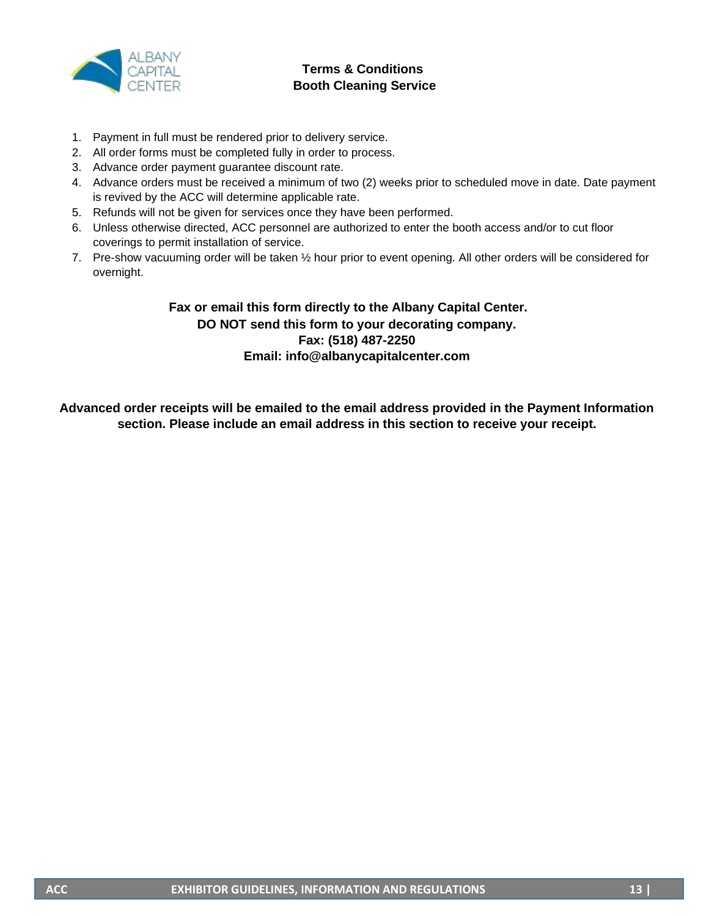# Terms & Conditions
## Booth Cleaning Service

1. Payment in full must be rendered prior to delivery service.
2. All order forms must be completed fully in order to process.
3. Advance order payment guarantee discount rate.
4. Advance orders must be received a minimum of two (2) weeks prior to scheduled move in date. Date payment is revived by the ACC will determine applicable rate.
5. Refunds will not be given for services once they have been performed.
6. Unless otherwise directed, ACC personnel are authorized to enter the booth access and/or to cut floor coverings to permit installation of service.
7. Pre-show vacuuming order will be taken ½ hour prior to event opening. All other orders will be considered for overnight.

**Fax or email this form directly to the Albany Capital Center.**
**DO NOT send this form to your decorating company.**
**Fax: (518) 487-2250**
**Email: info@albanycapitalcenter.com**

**Advanced order receipts will be emailed to the email address provided in the Payment Information section. Please include an email address in this section to receive your receipt.**